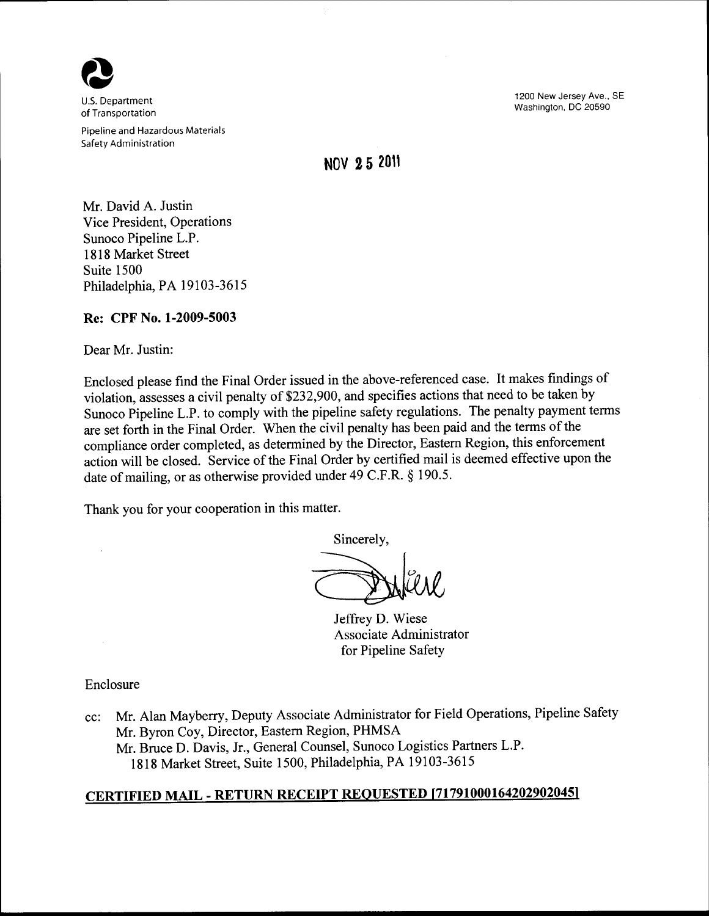U.S. Department of Transportation

Pipeline and Hazardous Materials Safety Administration

1200 New Jersey Ave., SE
Washington, DC 20590

NOV 25 2011

Mr. David A. Justin
Vice President, Operations
Sunoco Pipeline L.P.
1818 Market Street
Suite 1500
Philadelphia, PA 19103-3615

**Re: CPF No. 1-2009-5003**

Dear Mr. Justin:

Enclosed please find the Final Order issued in the above-referenced case. It makes findings of violation, assesses a civil penalty of $232,900, and specifies actions that need to be taken by Sunoco Pipeline L.P. to comply with the pipeline safety regulations. The penalty payment terms are set forth in the Final Order. When the civil penalty has been paid and the terms of the compliance order completed, as determined by the Director, Eastern Region, this enforcement action will be closed. Service of the Final Order by certified mail is deemed effective upon the date of mailing, or as otherwise provided under 49 C.F.R. § 190.5.

Thank you for your cooperation in this matter.

Sincerely,

Jeffrey D. Wiese
Associate Administrator
for Pipeline Safety

Enclosure

cc: Mr. Alan Mayberry, Deputy Associate Administrator for Field Operations, Pipeline Safety
Mr. Byron Coy, Director, Eastern Region, PHMSA
Mr. Bruce D. Davis, Jr., General Counsel, Sunoco Logistics Partners L.P.
1818 Market Street, Suite 1500, Philadelphia, PA 19103-3615

**CERTIFIED MAIL - RETURN RECEIPT REQUESTED [71791000164202902045]**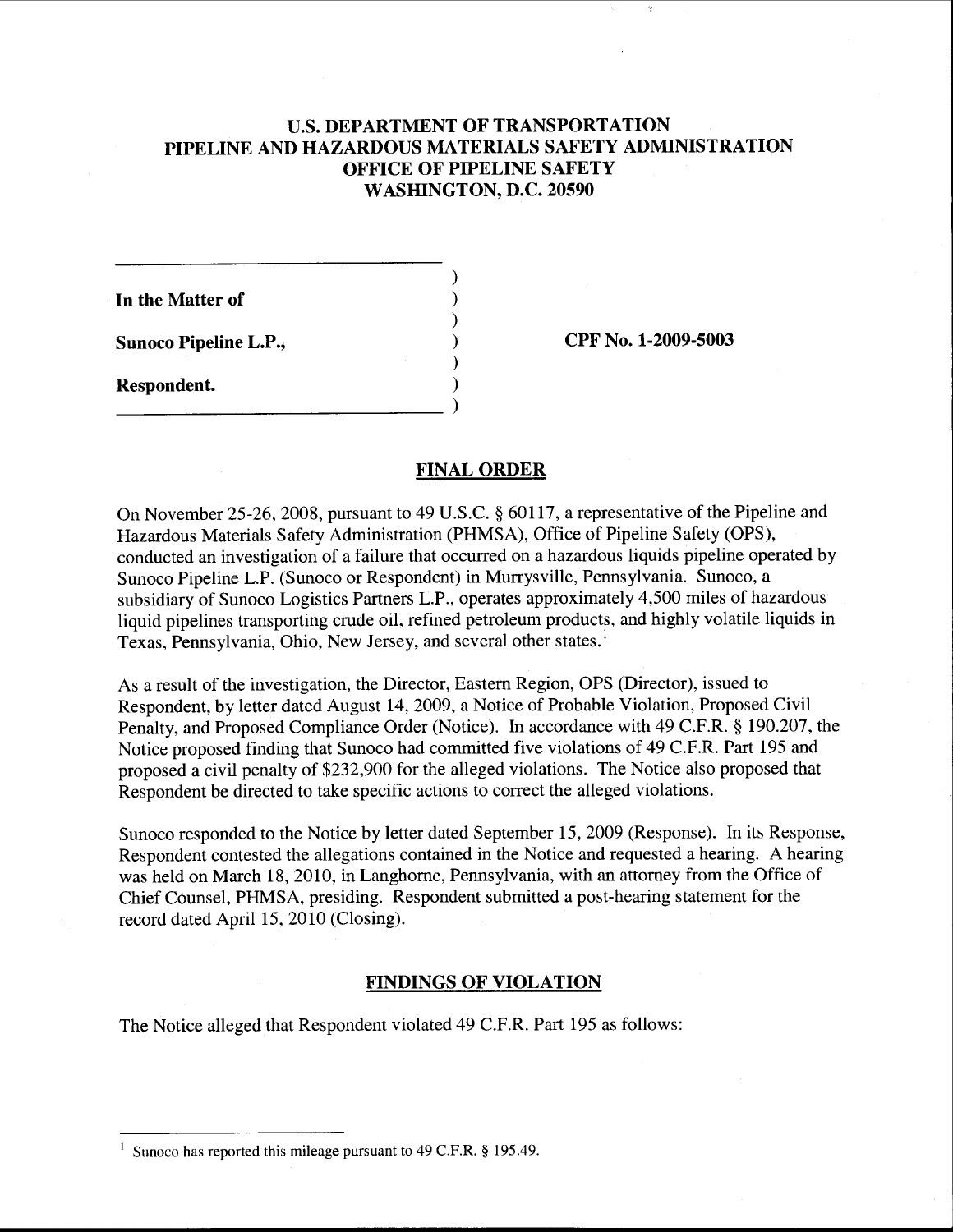# U.S. DEPARTMENT OF TRANSPORTATION
# PIPELINE AND HAZARDOUS MATERIALS SAFETY ADMINISTRATION
# OFFICE OF PIPELINE SAFETY
# WASHINGTON, D.C. 20590

**In the Matter of**

**Sunoco Pipeline L.P.,**

**Respondent.**

**CPF No. 1-2009-5003**

## FINAL ORDER

On November 25-26, 2008, pursuant to 49 U.S.C. § 60117, a representative of the Pipeline and Hazardous Materials Safety Administration (PHMSA), Office of Pipeline Safety (OPS), conducted an investigation of a failure that occurred on a hazardous liquids pipeline operated by Sunoco Pipeline L.P. (Sunoco or Respondent) in Murrysville, Pennsylvania. Sunoco, a subsidiary of Sunoco Logistics Partners L.P., operates approximately 4,500 miles of hazardous liquid pipelines transporting crude oil, refined petroleum products, and highly volatile liquids in Texas, Pennsylvania, Ohio, New Jersey, and several other states.[1]

As a result of the investigation, the Director, Eastern Region, OPS (Director), issued to Respondent, by letter dated August 14, 2009, a Notice of Probable Violation, Proposed Civil Penalty, and Proposed Compliance Order (Notice). In accordance with 49 C.F.R. § 190.207, the Notice proposed finding that Sunoco had committed five violations of 49 C.F.R. Part 195 and proposed a civil penalty of $232,900 for the alleged violations. The Notice also proposed that Respondent be directed to take specific actions to correct the alleged violations.

Sunoco responded to the Notice by letter dated September 15, 2009 (Response). In its Response, Respondent contested the allegations contained in the Notice and requested a hearing. A hearing was held on March 18, 2010, in Langhorne, Pennsylvania, with an attorney from the Office of Chief Counsel, PHMSA, presiding. Respondent submitted a post-hearing statement for the record dated April 15, 2010 (Closing).

## FINDINGS OF VIOLATION

The Notice alleged that Respondent violated 49 C.F.R. Part 195 as follows:

[1] Sunoco has reported this mileage pursuant to 49 C.F.R. § 195.49.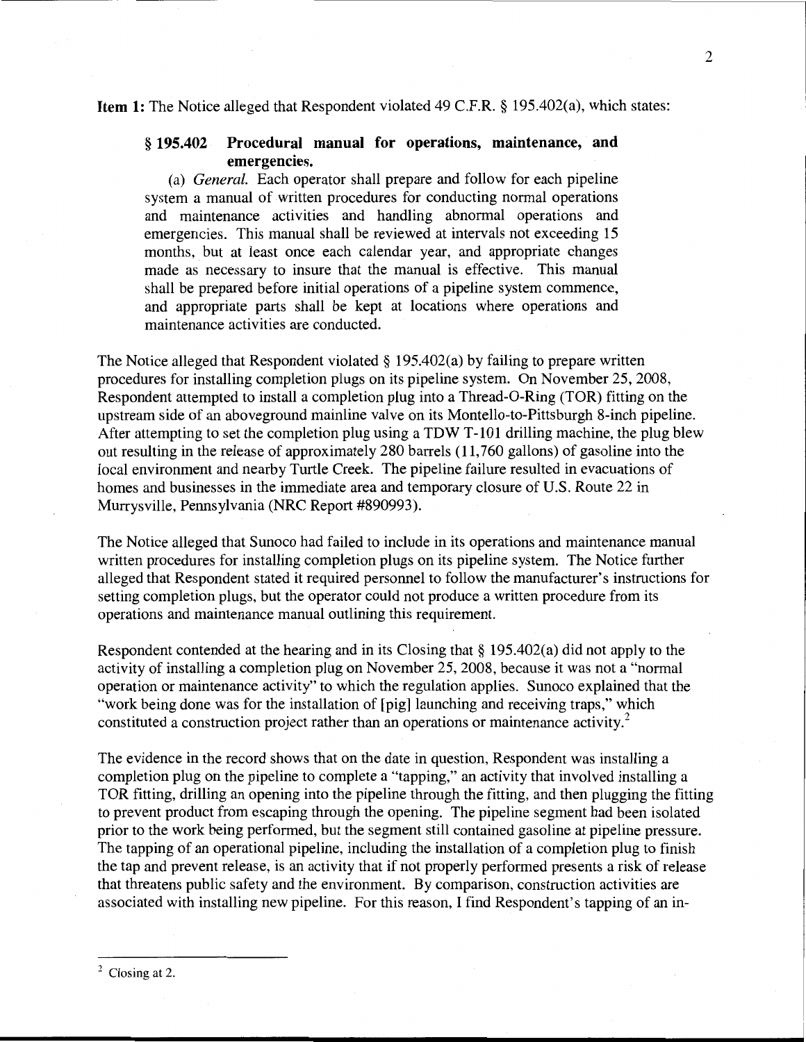**Item 1:** The Notice alleged that Respondent violated 49 C.F.R. § 195.402(a), which states:

> **§ 195.402 Procedural manual for operations, maintenance, and emergencies.**
>
> (a) *General.* Each operator shall prepare and follow for each pipeline system a manual of written procedures for conducting normal operations and maintenance activities and handling abnormal operations and emergencies. This manual shall be reviewed at intervals not exceeding 15 months, but at least once each calendar year, and appropriate changes made as necessary to insure that the manual is effective. This manual shall be prepared before initial operations of a pipeline system commence, and appropriate parts shall be kept at locations where operations and maintenance activities are conducted.

The Notice alleged that Respondent violated § 195.402(a) by failing to prepare written procedures for installing completion plugs on its pipeline system. On November 25, 2008, Respondent attempted to install a completion plug into a Thread-O-Ring (TOR) fitting on the upstream side of an aboveground mainline valve on its Montello-to-Pittsburgh 8-inch pipeline. After attempting to set the completion plug using a TDW T-101 drilling machine, the plug blew out resulting in the release of approximately 280 barrels (11,760 gallons) of gasoline into the local environment and nearby Turtle Creek. The pipeline failure resulted in evacuations of homes and businesses in the immediate area and temporary closure of U.S. Route 22 in Murrysville, Pennsylvania (NRC Report #890993).

The Notice alleged that Sunoco had failed to include in its operations and maintenance manual written procedures for installing completion plugs on its pipeline system. The Notice further alleged that Respondent stated it required personnel to follow the manufacturer's instructions for setting completion plugs, but the operator could not produce a written procedure from its operations and maintenance manual outlining this requirement.

Respondent contended at the hearing and in its Closing that § 195.402(a) did not apply to the activity of installing a completion plug on November 25, 2008, because it was not a "normal operation or maintenance activity" to which the regulation applies. Sunoco explained that the "work being done was for the installation of [pig] launching and receiving traps," which constituted a construction project rather than an operations or maintenance activity.[2]

The evidence in the record shows that on the date in question, Respondent was installing a completion plug on the pipeline to complete a "tapping," an activity that involved installing a TOR fitting, drilling an opening into the pipeline through the fitting, and then plugging the fitting to prevent product from escaping through the opening. The pipeline segment had been isolated prior to the work being performed, but the segment still contained gasoline at pipeline pressure. The tapping of an operational pipeline, including the installation of a completion plug to finish the tap and prevent release, is an activity that if not properly performed presents a risk of release that threatens public safety and the environment. By comparison, construction activities are associated with installing new pipeline. For this reason, I find Respondent's tapping of an in-

[2] Closing at 2.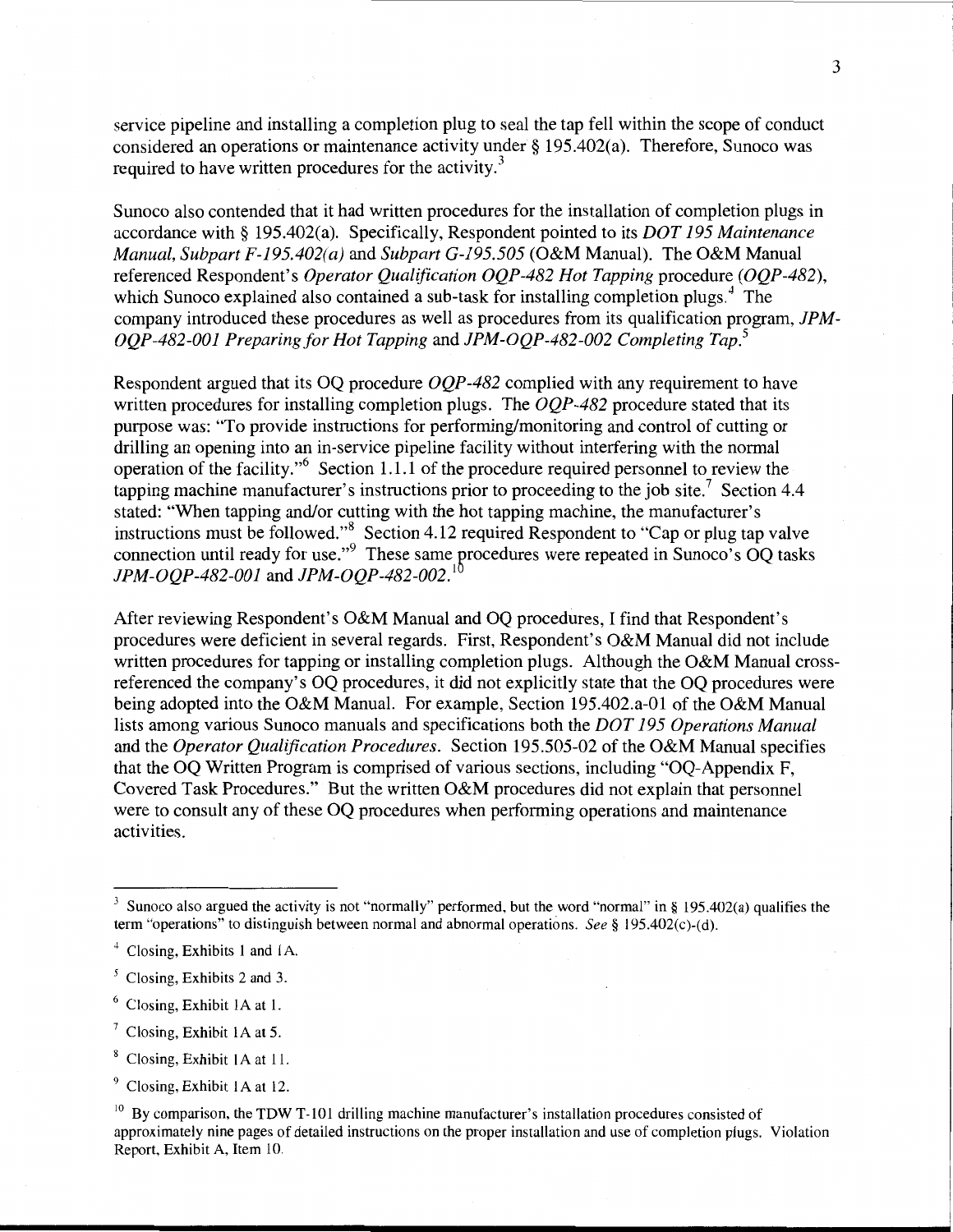service pipeline and installing a completion plug to seal the tap fell within the scope of conduct considered an operations or maintenance activity under § 195.402(a). Therefore, Sunoco was required to have written procedures for the activity.[3]

Sunoco also contended that it had written procedures for the installation of completion plugs in accordance with § 195.402(a). Specifically, Respondent pointed to its *DOT 195 Maintenance Manual, Subpart F-195.402(a)* and *Subpart G-195.505* (O&M Manual). The O&M Manual referenced Respondent's *Operator Qualification OQP-482 Hot Tapping* procedure (*OQP-482*), which Sunoco explained also contained a sub-task for installing completion plugs.[4] The company introduced these procedures as well as procedures from its qualification program, *JPM-OQP-482-001 Preparing for Hot Tapping* and *JPM-OQP-482-002 Completing Tap*.[5]

Respondent argued that its OQ procedure *OQP-482* complied with any requirement to have written procedures for installing completion plugs. The *OQP-482* procedure stated that its purpose was: "To provide instructions for performing/monitoring and control of cutting or drilling an opening into an in-service pipeline facility without interfering with the normal operation of the facility."[6] Section 1.1.1 of the procedure required personnel to review the tapping machine manufacturer's instructions prior to proceeding to the job site.[7] Section 4.4 stated: "When tapping and/or cutting with the hot tapping machine, the manufacturer's instructions must be followed."[8] Section 4.12 required Respondent to "Cap or plug tap valve connection until ready for use."[9] These same procedures were repeated in Sunoco's OQ tasks *JPM-OQP-482-001* and *JPM-OQP-482-002*.[10]

After reviewing Respondent's O&M Manual and OQ procedures, I find that Respondent's procedures were deficient in several regards. First, Respondent's O&M Manual did not include written procedures for tapping or installing completion plugs. Although the O&M Manual cross-referenced the company's OQ procedures, it did not explicitly state that the OQ procedures were being adopted into the O&M Manual. For example, Section 195.402.a-01 of the O&M Manual lists among various Sunoco manuals and specifications both the *DOT 195 Operations Manual* and the *Operator Qualification Procedures*. Section 195.505-02 of the O&M Manual specifies that the OQ Written Program is comprised of various sections, including "OQ-Appendix F, Covered Task Procedures." But the written O&M procedures did not explain that personnel were to consult any of these OQ procedures when performing operations and maintenance activities.

---

[3] Sunoco also argued the activity is not "normally" performed, but the word "normal" in § 195.402(a) qualifies the term "operations" to distinguish between normal and abnormal operations. *See* § 195.402(c)-(d).

[4] Closing, Exhibits 1 and 1A.

[5] Closing, Exhibits 2 and 3.

[6] Closing, Exhibit 1A at 1.

[7] Closing, Exhibit 1A at 5.

[8] Closing, Exhibit 1A at 11.

[9] Closing, Exhibit 1A at 12.

[10] By comparison, the TDW T-101 drilling machine manufacturer's installation procedures consisted of approximately nine pages of detailed instructions on the proper installation and use of completion plugs. Violation Report, Exhibit A, Item 10.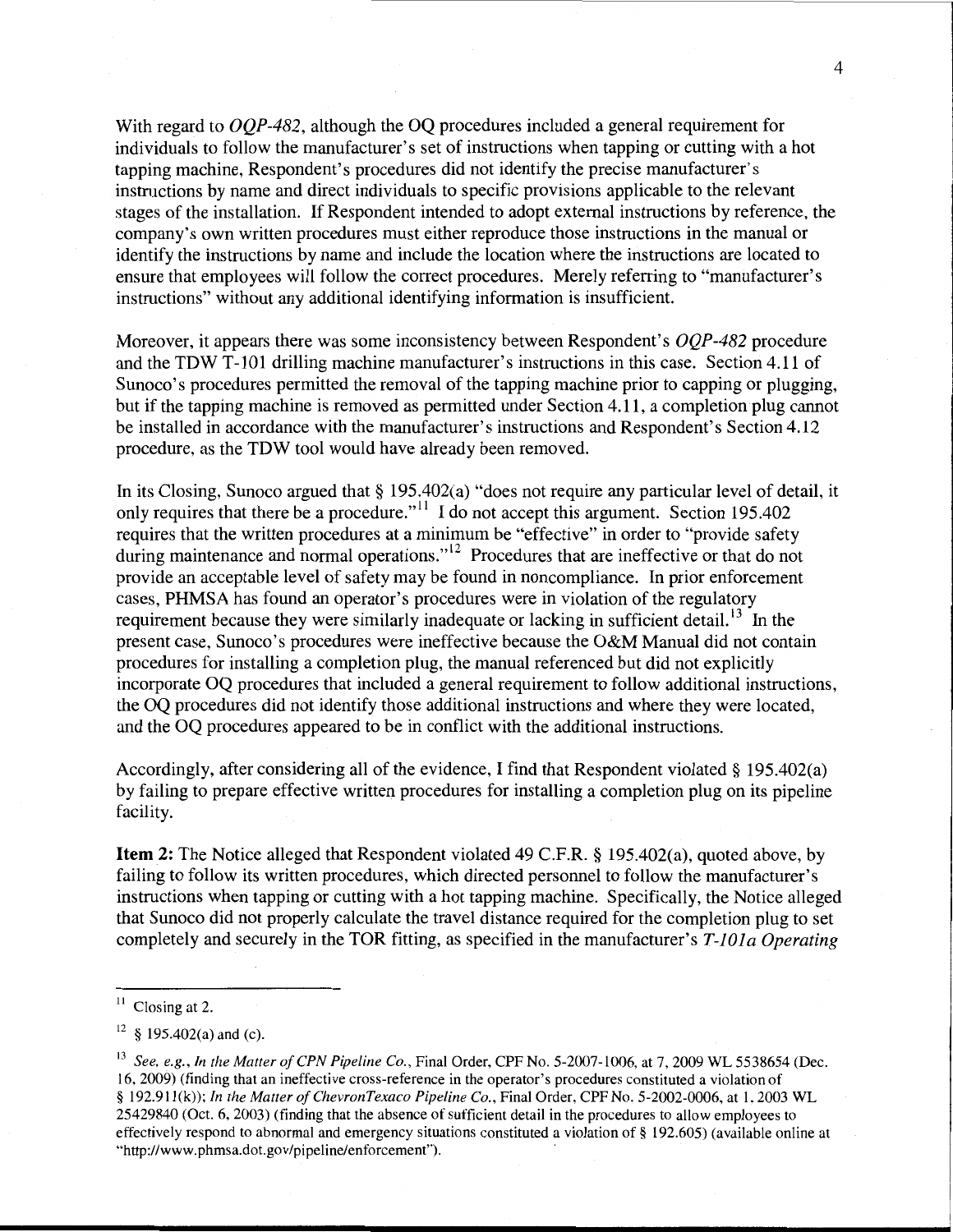With regard to *OQP-482*, although the OQ procedures included a general requirement for individuals to follow the manufacturer's set of instructions when tapping or cutting with a hot tapping machine, Respondent's procedures did not identify the precise manufacturer's instructions by name and direct individuals to specific provisions applicable to the relevant stages of the installation. If Respondent intended to adopt external instructions by reference, the company's own written procedures must either reproduce those instructions in the manual or identify the instructions by name and include the location where the instructions are located to ensure that employees will follow the correct procedures. Merely referring to "manufacturer's instructions" without any additional identifying information is insufficient.

Moreover, it appears there was some inconsistency between Respondent's *OQP-482* procedure and the TDW T-101 drilling machine manufacturer's instructions in this case. Section 4.11 of Sunoco's procedures permitted the removal of the tapping machine prior to capping or plugging, but if the tapping machine is removed as permitted under Section 4.11, a completion plug cannot be installed in accordance with the manufacturer's instructions and Respondent's Section 4.12 procedure, as the TDW tool would have already been removed.

In its Closing, Sunoco argued that § 195.402(a) "does not require any particular level of detail, it only requires that there be a procedure."[11] I do not accept this argument. Section 195.402 requires that the written procedures at a minimum be "effective" in order to "provide safety during maintenance and normal operations."[12] Procedures that are ineffective or that do not provide an acceptable level of safety may be found in noncompliance. In prior enforcement cases, PHMSA has found an operator's procedures were in violation of the regulatory requirement because they were similarly inadequate or lacking in sufficient detail.[13] In the present case, Sunoco's procedures were ineffective because the O&M Manual did not contain procedures for installing a completion plug, the manual referenced but did not explicitly incorporate OQ procedures that included a general requirement to follow additional instructions, the OQ procedures did not identify those additional instructions and where they were located, and the OQ procedures appeared to be in conflict with the additional instructions.

Accordingly, after considering all of the evidence, I find that Respondent violated § 195.402(a) by failing to prepare effective written procedures for installing a completion plug on its pipeline facility.

**Item 2:** The Notice alleged that Respondent violated 49 C.F.R. § 195.402(a), quoted above, by failing to follow its written procedures, which directed personnel to follow the manufacturer's instructions when tapping or cutting with a hot tapping machine. Specifically, the Notice alleged that Sunoco did not properly calculate the travel distance required for the completion plug to set completely and securely in the TOR fitting, as specified in the manufacturer's *T-101a Operating*

---

[11] Closing at 2.

[12] § 195.402(a) and (c).

[13] *See, e.g., In the Matter of CPN Pipeline Co.*, Final Order, CPF No. 5-2007-1006, at 7, 2009 WL 5538654 (Dec. 16, 2009) (finding that an ineffective cross-reference in the operator's procedures constituted a violation of § 192.911(k)); *In the Matter of ChevronTexaco Pipeline Co.*, Final Order, CPF No. 5-2002-0006, at 1, 2003 WL 25429840 (Oct. 6, 2003) (finding that the absence of sufficient detail in the procedures to allow employees to effectively respond to abnormal and emergency situations constituted a violation of § 192.605) (available online at "http://www.phmsa.dot.gov/pipeline/enforcement").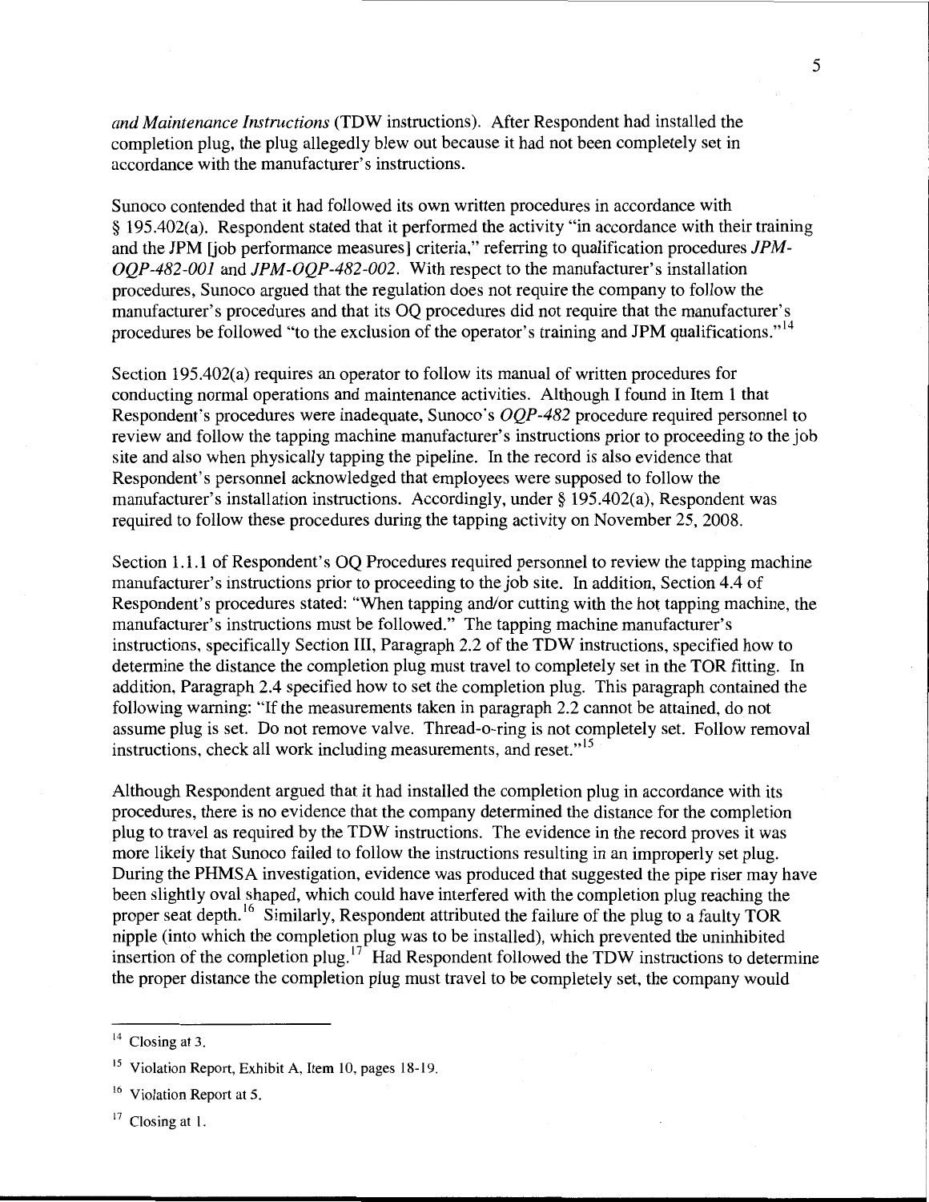*and Maintenance Instructions* (TDW instructions). After Respondent had installed the completion plug, the plug allegedly blew out because it had not been completely set in accordance with the manufacturer's instructions.

Sunoco contended that it had followed its own written procedures in accordance with § 195.402(a). Respondent stated that it performed the activity "in accordance with their training and the JPM [job performance measures] criteria," referring to qualification procedures *JPM-OQP-482-001* and *JPM-OQP-482-002*. With respect to the manufacturer's installation procedures, Sunoco argued that the regulation does not require the company to follow the manufacturer's procedures and that its OQ procedures did not require that the manufacturer's procedures be followed "to the exclusion of the operator's training and JPM qualifications."[14]

Section 195.402(a) requires an operator to follow its manual of written procedures for conducting normal operations and maintenance activities. Although I found in Item 1 that Respondent's procedures were inadequate, Sunoco's *OQP-482* procedure required personnel to review and follow the tapping machine manufacturer's instructions prior to proceeding to the job site and also when physically tapping the pipeline. In the record is also evidence that Respondent's personnel acknowledged that employees were supposed to follow the manufacturer's installation instructions. Accordingly, under § 195.402(a), Respondent was required to follow these procedures during the tapping activity on November 25, 2008.

Section 1.1.1 of Respondent's OQ Procedures required personnel to review the tapping machine manufacturer's instructions prior to proceeding to the job site. In addition, Section 4.4 of Respondent's procedures stated: "When tapping and/or cutting with the hot tapping machine, the manufacturer's instructions must be followed." The tapping machine manufacturer's instructions, specifically Section III, Paragraph 2.2 of the TDW instructions, specified how to determine the distance the completion plug must travel to completely set in the TOR fitting. In addition, Paragraph 2.4 specified how to set the completion plug. This paragraph contained the following warning: "If the measurements taken in paragraph 2.2 cannot be attained, do not assume plug is set. Do not remove valve. Thread-o-ring is not completely set. Follow removal instructions, check all work including measurements, and reset."[15]

Although Respondent argued that it had installed the completion plug in accordance with its procedures, there is no evidence that the company determined the distance for the completion plug to travel as required by the TDW instructions. The evidence in the record proves it was more likely that Sunoco failed to follow the instructions resulting in an improperly set plug. During the PHMSA investigation, evidence was produced that suggested the pipe riser may have been slightly oval shaped, which could have interfered with the completion plug reaching the proper seat depth.[16] Similarly, Respondent attributed the failure of the plug to a faulty TOR nipple (into which the completion plug was to be installed), which prevented the uninhibited insertion of the completion plug.[17] Had Respondent followed the TDW instructions to determine the proper distance the completion plug must travel to be completely set, the company would

---

[14] Closing at 3.

[15] Violation Report, Exhibit A, Item 10, pages 18-19.

[16] Violation Report at 5.

[17] Closing at 1.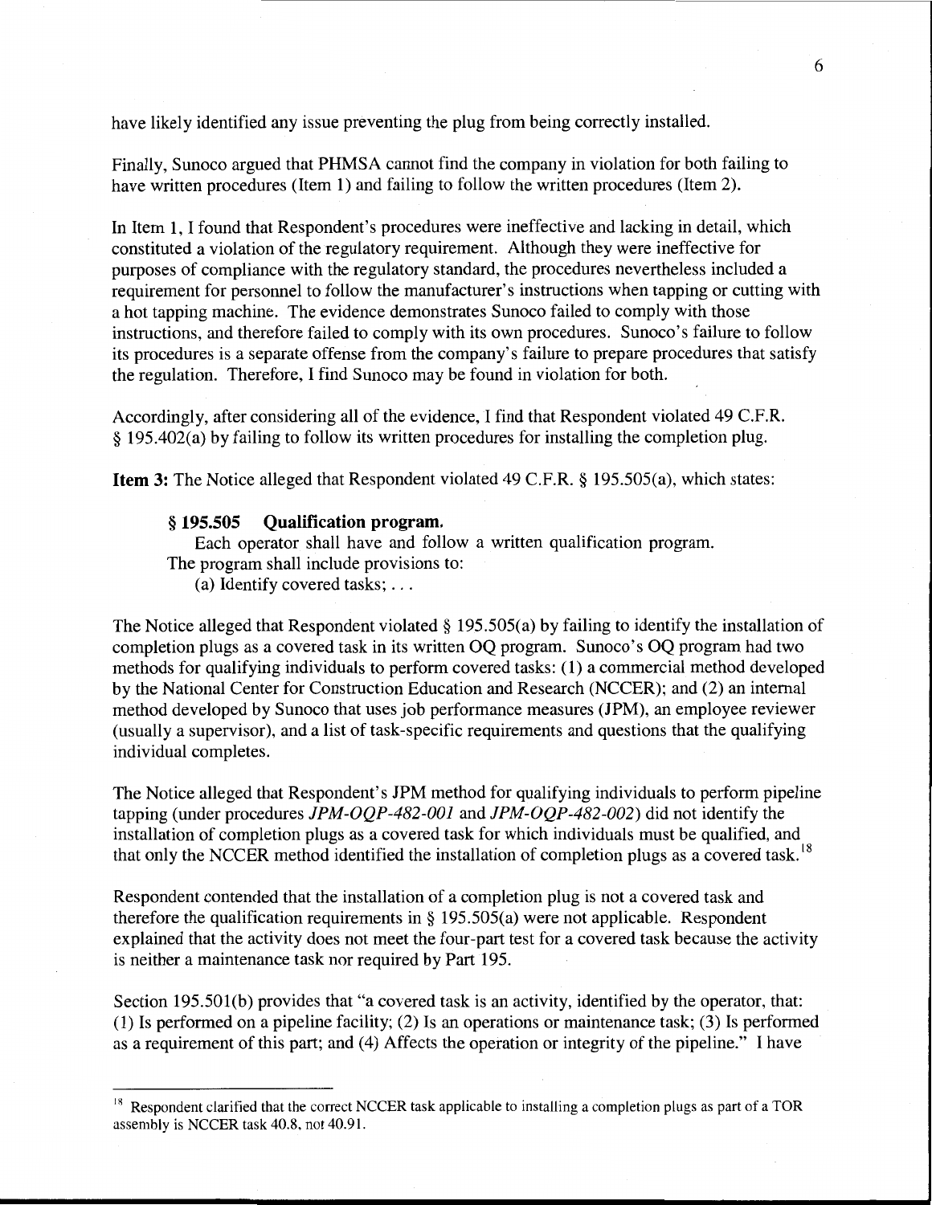have likely identified any issue preventing the plug from being correctly installed.

Finally, Sunoco argued that PHMSA cannot find the company in violation for both failing to have written procedures (Item 1) and failing to follow the written procedures (Item 2).

In Item 1, I found that Respondent's procedures were ineffective and lacking in detail, which constituted a violation of the regulatory requirement. Although they were ineffective for purposes of compliance with the regulatory standard, the procedures nevertheless included a requirement for personnel to follow the manufacturer's instructions when tapping or cutting with a hot tapping machine. The evidence demonstrates Sunoco failed to comply with those instructions, and therefore failed to comply with its own procedures. Sunoco's failure to follow its procedures is a separate offense from the company's failure to prepare procedures that satisfy the regulation. Therefore, I find Sunoco may be found in violation for both.

Accordingly, after considering all of the evidence, I find that Respondent violated 49 C.F.R. § 195.402(a) by failing to follow its written procedures for installing the completion plug.

**Item 3:** The Notice alleged that Respondent violated 49 C.F.R. § 195.505(a), which states:

> **§ 195.505 Qualification program.**
> Each operator shall have and follow a written qualification program. The program shall include provisions to:
> (a) Identify covered tasks; . . .

The Notice alleged that Respondent violated § 195.505(a) by failing to identify the installation of completion plugs as a covered task in its written OQ program. Sunoco's OQ program had two methods for qualifying individuals to perform covered tasks: (1) a commercial method developed by the National Center for Construction Education and Research (NCCER); and (2) an internal method developed by Sunoco that uses job performance measures (JPM), an employee reviewer (usually a supervisor), and a list of task-specific requirements and questions that the qualifying individual completes.

The Notice alleged that Respondent's JPM method for qualifying individuals to perform pipeline tapping (under procedures *JPM-OQP-482-001* and *JPM-OQP-482-002*) did not identify the installation of completion plugs as a covered task for which individuals must be qualified, and that only the NCCER method identified the installation of completion plugs as a covered task.[18]

Respondent contended that the installation of a completion plug is not a covered task and therefore the qualification requirements in § 195.505(a) were not applicable. Respondent explained that the activity does not meet the four-part test for a covered task because the activity is neither a maintenance task nor required by Part 195.

Section 195.501(b) provides that "a covered task is an activity, identified by the operator, that: (1) Is performed on a pipeline facility; (2) Is an operations or maintenance task; (3) Is performed as a requirement of this part; and (4) Affects the operation or integrity of the pipeline." I have

[18] Respondent clarified that the correct NCCER task applicable to installing a completion plugs as part of a TOR assembly is NCCER task 40.8, not 40.91.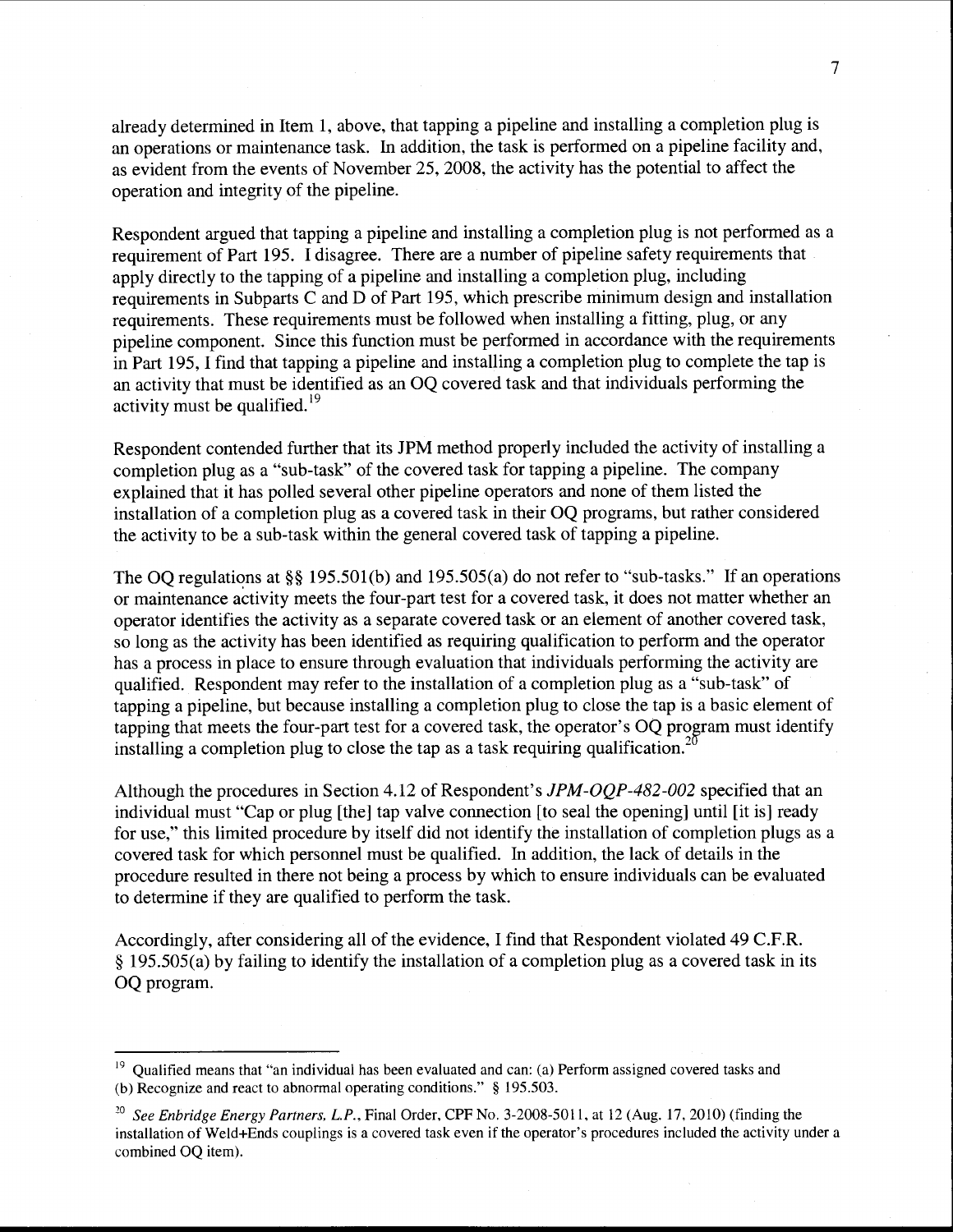already determined in Item 1, above, that tapping a pipeline and installing a completion plug is an operations or maintenance task. In addition, the task is performed on a pipeline facility and, as evident from the events of November 25, 2008, the activity has the potential to affect the operation and integrity of the pipeline.

Respondent argued that tapping a pipeline and installing a completion plug is not performed as a requirement of Part 195. I disagree. There are a number of pipeline safety requirements that apply directly to the tapping of a pipeline and installing a completion plug, including requirements in Subparts C and D of Part 195, which prescribe minimum design and installation requirements. These requirements must be followed when installing a fitting, plug, or any pipeline component. Since this function must be performed in accordance with the requirements in Part 195, I find that tapping a pipeline and installing a completion plug to complete the tap is an activity that must be identified as an OQ covered task and that individuals performing the activity must be qualified.[19]

Respondent contended further that its JPM method properly included the activity of installing a completion plug as a "sub-task" of the covered task for tapping a pipeline. The company explained that it has polled several other pipeline operators and none of them listed the installation of a completion plug as a covered task in their OQ programs, but rather considered the activity to be a sub-task within the general covered task of tapping a pipeline.

The OQ regulations at §§ 195.501(b) and 195.505(a) do not refer to "sub-tasks." If an operations or maintenance activity meets the four-part test for a covered task, it does not matter whether an operator identifies the activity as a separate covered task or an element of another covered task, so long as the activity has been identified as requiring qualification to perform and the operator has a process in place to ensure through evaluation that individuals performing the activity are qualified. Respondent may refer to the installation of a completion plug as a "sub-task" of tapping a pipeline, but because installing a completion plug to close the tap is a basic element of tapping that meets the four-part test for a covered task, the operator's OQ program must identify installing a completion plug to close the tap as a task requiring qualification.[20]

Although the procedures in Section 4.12 of Respondent's *JPM-OQP-482-002* specified that an individual must "Cap or plug [the] tap valve connection [to seal the opening] until [it is] ready for use," this limited procedure by itself did not identify the installation of completion plugs as a covered task for which personnel must be qualified. In addition, the lack of details in the procedure resulted in there not being a process by which to ensure individuals can be evaluated to determine if they are qualified to perform the task.

Accordingly, after considering all of the evidence, I find that Respondent violated 49 C.F.R. § 195.505(a) by failing to identify the installation of a completion plug as a covered task in its OQ program.

---

[19] Qualified means that "an individual has been evaluated and can: (a) Perform assigned covered tasks and (b) Recognize and react to abnormal operating conditions." § 195.503.

[20] *See Enbridge Energy Partners, L.P.*, Final Order, CPF No. 3-2008-5011, at 12 (Aug. 17, 2010) (finding the installation of Weld+Ends couplings is a covered task even if the operator's procedures included the activity under a combined OQ item).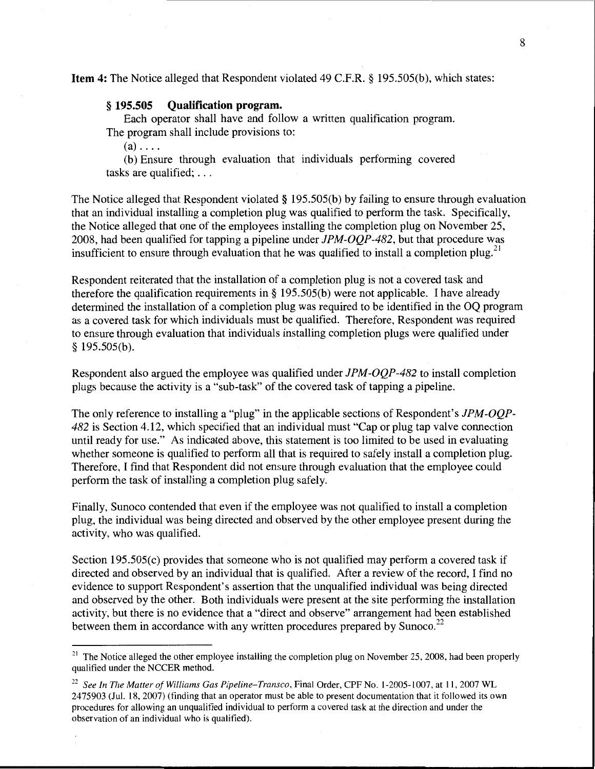**Item 4:** The Notice alleged that Respondent violated 49 C.F.R. § 195.505(b), which states:

> **§ 195.505 Qualification program.**
>
> Each operator shall have and follow a written qualification program. The program shall include provisions to:
>
> (a) . . . .
>
> (b) Ensure through evaluation that individuals performing covered tasks are qualified; . . .

The Notice alleged that Respondent violated § 195.505(b) by failing to ensure through evaluation that an individual installing a completion plug was qualified to perform the task. Specifically, the Notice alleged that one of the employees installing the completion plug on November 25, 2008, had been qualified for tapping a pipeline under *JPM-OQP-482*, but that procedure was insufficient to ensure through evaluation that he was qualified to install a completion plug.[21]

Respondent reiterated that the installation of a completion plug is not a covered task and therefore the qualification requirements in § 195.505(b) were not applicable. I have already determined the installation of a completion plug was required to be identified in the OQ program as a covered task for which individuals must be qualified. Therefore, Respondent was required to ensure through evaluation that individuals installing completion plugs were qualified under § 195.505(b).

Respondent also argued the employee was qualified under *JPM-OQP-482* to install completion plugs because the activity is a "sub-task" of the covered task of tapping a pipeline.

The only reference to installing a "plug" in the applicable sections of Respondent's *JPM-OQP-482* is Section 4.12, which specified that an individual must "Cap or plug tap valve connection until ready for use." As indicated above, this statement is too limited to be used in evaluating whether someone is qualified to perform all that is required to safely install a completion plug. Therefore, I find that Respondent did not ensure through evaluation that the employee could perform the task of installing a completion plug safely.

Finally, Sunoco contended that even if the employee was not qualified to install a completion plug, the individual was being directed and observed by the other employee present during the activity, who was qualified.

Section 195.505(c) provides that someone who is not qualified may perform a covered task if directed and observed by an individual that is qualified. After a review of the record, I find no evidence to support Respondent's assertion that the unqualified individual was being directed and observed by the other. Both individuals were present at the site performing the installation activity, but there is no evidence that a "direct and observe" arrangement had been established between them in accordance with any written procedures prepared by Sunoco.[22]

---

[21] The Notice alleged the other employee installing the completion plug on November 25, 2008, had been properly qualified under the NCCER method.

[22] *See In The Matter of Williams Gas Pipeline–Transco*, Final Order, CPF No. 1-2005-1007, at 11, 2007 WL 2475903 (Jul. 18, 2007) (finding that an operator must be able to present documentation that it followed its own procedures for allowing an unqualified individual to perform a covered task at the direction and under the observation of an individual who is qualified).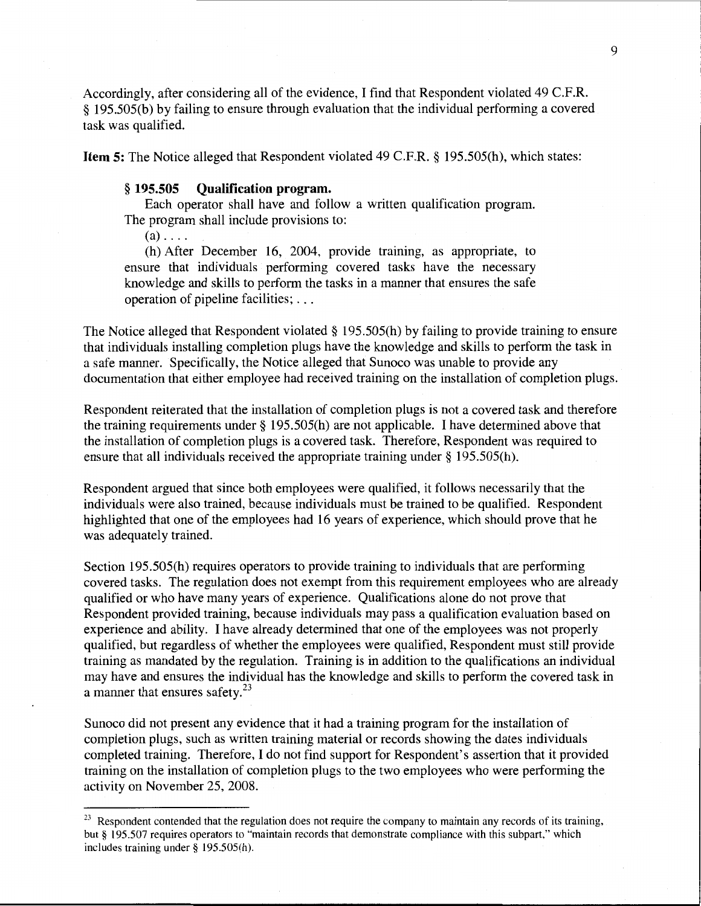Accordingly, after considering all of the evidence, I find that Respondent violated 49 C.F.R. § 195.505(b) by failing to ensure through evaluation that the individual performing a covered task was qualified.

**Item 5:** The Notice alleged that Respondent violated 49 C.F.R. § 195.505(h), which states:

> **§ 195.505 Qualification program.**
>
> Each operator shall have and follow a written qualification program. The program shall include provisions to:
>
> (a) . . . .
>
> (h) After December 16, 2004, provide training, as appropriate, to ensure that individuals performing covered tasks have the necessary knowledge and skills to perform the tasks in a manner that ensures the safe operation of pipeline facilities; . . .

The Notice alleged that Respondent violated § 195.505(h) by failing to provide training to ensure that individuals installing completion plugs have the knowledge and skills to perform the task in a safe manner. Specifically, the Notice alleged that Sunoco was unable to provide any documentation that either employee had received training on the installation of completion plugs.

Respondent reiterated that the installation of completion plugs is not a covered task and therefore the training requirements under § 195.505(h) are not applicable. I have determined above that the installation of completion plugs is a covered task. Therefore, Respondent was required to ensure that all individuals received the appropriate training under § 195.505(h).

Respondent argued that since both employees were qualified, it follows necessarily that the individuals were also trained, because individuals must be trained to be qualified. Respondent highlighted that one of the employees had 16 years of experience, which should prove that he was adequately trained.

Section 195.505(h) requires operators to provide training to individuals that are performing covered tasks. The regulation does not exempt from this requirement employees who are already qualified or who have many years of experience. Qualifications alone do not prove that Respondent provided training, because individuals may pass a qualification evaluation based on experience and ability. I have already determined that one of the employees was not properly qualified, but regardless of whether the employees were qualified, Respondent must still provide training as mandated by the regulation. Training is in addition to the qualifications an individual may have and ensures the individual has the knowledge and skills to perform the covered task in a manner that ensures safety.[23]

Sunoco did not present any evidence that it had a training program for the installation of completion plugs, such as written training material or records showing the dates individuals completed training. Therefore, I do not find support for Respondent's assertion that it provided training on the installation of completion plugs to the two employees who were performing the activity on November 25, 2008.

---

[23] Respondent contended that the regulation does not require the company to maintain any records of its training, but § 195.507 requires operators to "maintain records that demonstrate compliance with this subpart," which includes training under § 195.505(h).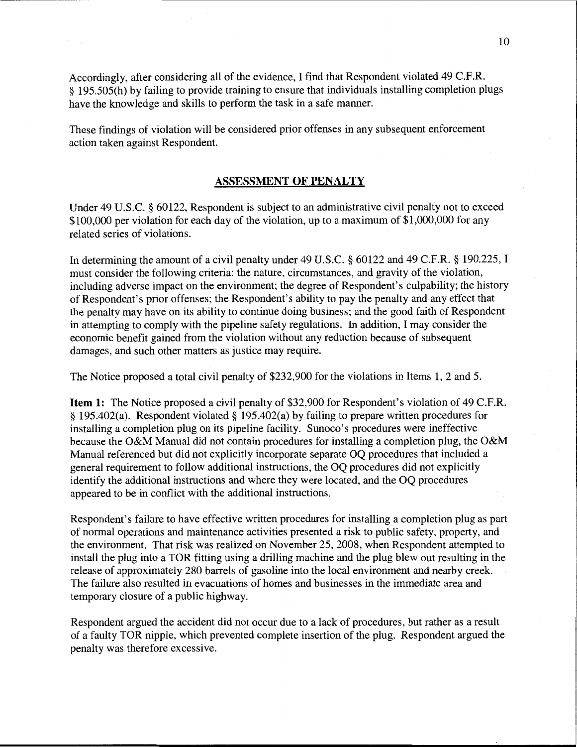Accordingly, after considering all of the evidence, I find that Respondent violated 49 C.F.R. § 195.505(h) by failing to provide training to ensure that individuals installing completion plugs have the knowledge and skills to perform the task in a safe manner.

These findings of violation will be considered prior offenses in any subsequent enforcement action taken against Respondent.

## ASSESSMENT OF PENALTY

Under 49 U.S.C. § 60122, Respondent is subject to an administrative civil penalty not to exceed $100,000 per violation for each day of the violation, up to a maximum of $1,000,000 for any related series of violations.

In determining the amount of a civil penalty under 49 U.S.C. § 60122 and 49 C.F.R. § 190.225, I must consider the following criteria: the nature, circumstances, and gravity of the violation, including adverse impact on the environment; the degree of Respondent's culpability; the history of Respondent's prior offenses; the Respondent's ability to pay the penalty and any effect that the penalty may have on its ability to continue doing business; and the good faith of Respondent in attempting to comply with the pipeline safety regulations. In addition, I may consider the economic benefit gained from the violation without any reduction because of subsequent damages, and such other matters as justice may require.

The Notice proposed a total civil penalty of $232,900 for the violations in Items 1, 2 and 5.

**Item 1:** The Notice proposed a civil penalty of $32,900 for Respondent's violation of 49 C.F.R. § 195.402(a). Respondent violated § 195.402(a) by failing to prepare written procedures for installing a completion plug on its pipeline facility. Sunoco's procedures were ineffective because the O&M Manual did not contain procedures for installing a completion plug, the O&M Manual referenced but did not explicitly incorporate separate OQ procedures that included a general requirement to follow additional instructions, the OQ procedures did not explicitly identify the additional instructions and where they were located, and the OQ procedures appeared to be in conflict with the additional instructions.

Respondent's failure to have effective written procedures for installing a completion plug as part of normal operations and maintenance activities presented a risk to public safety, property, and the environment. That risk was realized on November 25, 2008, when Respondent attempted to install the plug into a TOR fitting using a drilling machine and the plug blew out resulting in the release of approximately 280 barrels of gasoline into the local environment and nearby creek. The failure also resulted in evacuations of homes and businesses in the immediate area and temporary closure of a public highway.

Respondent argued the accident did not occur due to a lack of procedures, but rather as a result of a faulty TOR nipple, which prevented complete insertion of the plug. Respondent argued the penalty was therefore excessive.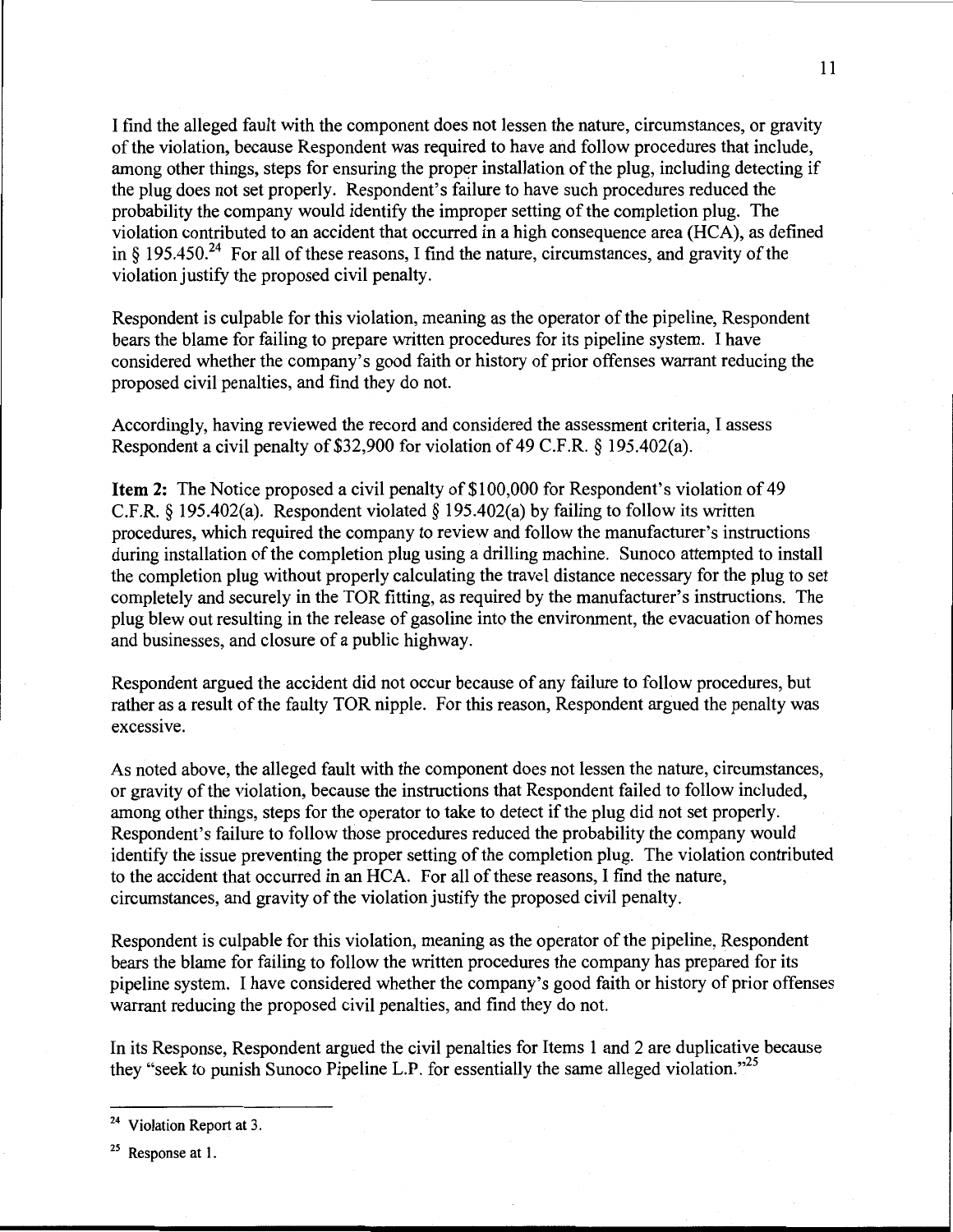I find the alleged fault with the component does not lessen the nature, circumstances, or gravity of the violation, because Respondent was required to have and follow procedures that include, among other things, steps for ensuring the proper installation of the plug, including detecting if the plug does not set properly. Respondent's failure to have such procedures reduced the probability the company would identify the improper setting of the completion plug. The violation contributed to an accident that occurred in a high consequence area (HCA), as defined in § 195.450.[24] For all of these reasons, I find the nature, circumstances, and gravity of the violation justify the proposed civil penalty.

Respondent is culpable for this violation, meaning as the operator of the pipeline, Respondent bears the blame for failing to prepare written procedures for its pipeline system. I have considered whether the company's good faith or history of prior offenses warrant reducing the proposed civil penalties, and find they do not.

Accordingly, having reviewed the record and considered the assessment criteria, I assess Respondent a civil penalty of $32,900 for violation of 49 C.F.R. § 195.402(a).

**Item 2:** The Notice proposed a civil penalty of $100,000 for Respondent's violation of 49 C.F.R. § 195.402(a). Respondent violated § 195.402(a) by failing to follow its written procedures, which required the company to review and follow the manufacturer's instructions during installation of the completion plug using a drilling machine. Sunoco attempted to install the completion plug without properly calculating the travel distance necessary for the plug to set completely and securely in the TOR fitting, as required by the manufacturer's instructions. The plug blew out resulting in the release of gasoline into the environment, the evacuation of homes and businesses, and closure of a public highway.

Respondent argued the accident did not occur because of any failure to follow procedures, but rather as a result of the faulty TOR nipple. For this reason, Respondent argued the penalty was excessive.

As noted above, the alleged fault with the component does not lessen the nature, circumstances, or gravity of the violation, because the instructions that Respondent failed to follow included, among other things, steps for the operator to take to detect if the plug did not set properly. Respondent's failure to follow those procedures reduced the probability the company would identify the issue preventing the proper setting of the completion plug. The violation contributed to the accident that occurred in an HCA. For all of these reasons, I find the nature, circumstances, and gravity of the violation justify the proposed civil penalty.

Respondent is culpable for this violation, meaning as the operator of the pipeline, Respondent bears the blame for failing to follow the written procedures the company has prepared for its pipeline system. I have considered whether the company's good faith or history of prior offenses warrant reducing the proposed civil penalties, and find they do not.

In its Response, Respondent argued the civil penalties for Items 1 and 2 are duplicative because they "seek to punish Sunoco Pipeline L.P. for essentially the same alleged violation."[25]

---

[24] Violation Report at 3.

[25] Response at 1.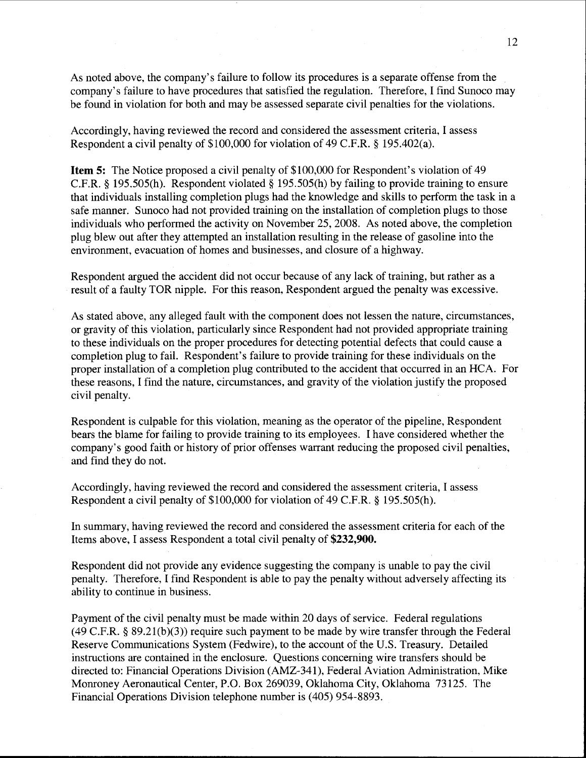As noted above, the company's failure to follow its procedures is a separate offense from the company's failure to have procedures that satisfied the regulation. Therefore, I find Sunoco may be found in violation for both and may be assessed separate civil penalties for the violations.

Accordingly, having reviewed the record and considered the assessment criteria, I assess Respondent a civil penalty of $100,000 for violation of 49 C.F.R. § 195.402(a).

**Item 5:** The Notice proposed a civil penalty of $100,000 for Respondent's violation of 49 C.F.R. § 195.505(h). Respondent violated § 195.505(h) by failing to provide training to ensure that individuals installing completion plugs had the knowledge and skills to perform the task in a safe manner. Sunoco had not provided training on the installation of completion plugs to those individuals who performed the activity on November 25, 2008. As noted above, the completion plug blew out after they attempted an installation resulting in the release of gasoline into the environment, evacuation of homes and businesses, and closure of a highway.

Respondent argued the accident did not occur because of any lack of training, but rather as a result of a faulty TOR nipple. For this reason, Respondent argued the penalty was excessive.

As stated above, any alleged fault with the component does not lessen the nature, circumstances, or gravity of this violation, particularly since Respondent had not provided appropriate training to these individuals on the proper procedures for detecting potential defects that could cause a completion plug to fail. Respondent's failure to provide training for these individuals on the proper installation of a completion plug contributed to the accident that occurred in an HCA. For these reasons, I find the nature, circumstances, and gravity of the violation justify the proposed civil penalty.

Respondent is culpable for this violation, meaning as the operator of the pipeline, Respondent bears the blame for failing to provide training to its employees. I have considered whether the company's good faith or history of prior offenses warrant reducing the proposed civil penalties, and find they do not.

Accordingly, having reviewed the record and considered the assessment criteria, I assess Respondent a civil penalty of $100,000 for violation of 49 C.F.R. § 195.505(h).

In summary, having reviewed the record and considered the assessment criteria for each of the Items above, I assess Respondent a total civil penalty of **$232,900.**

Respondent did not provide any evidence suggesting the company is unable to pay the civil penalty. Therefore, I find Respondent is able to pay the penalty without adversely affecting its ability to continue in business.

Payment of the civil penalty must be made within 20 days of service. Federal regulations (49 C.F.R. § 89.21(b)(3)) require such payment to be made by wire transfer through the Federal Reserve Communications System (Fedwire), to the account of the U.S. Treasury. Detailed instructions are contained in the enclosure. Questions concerning wire transfers should be directed to: Financial Operations Division (AMZ-341), Federal Aviation Administration, Mike Monroney Aeronautical Center, P.O. Box 269039, Oklahoma City, Oklahoma 73125. The Financial Operations Division telephone number is (405) 954-8893.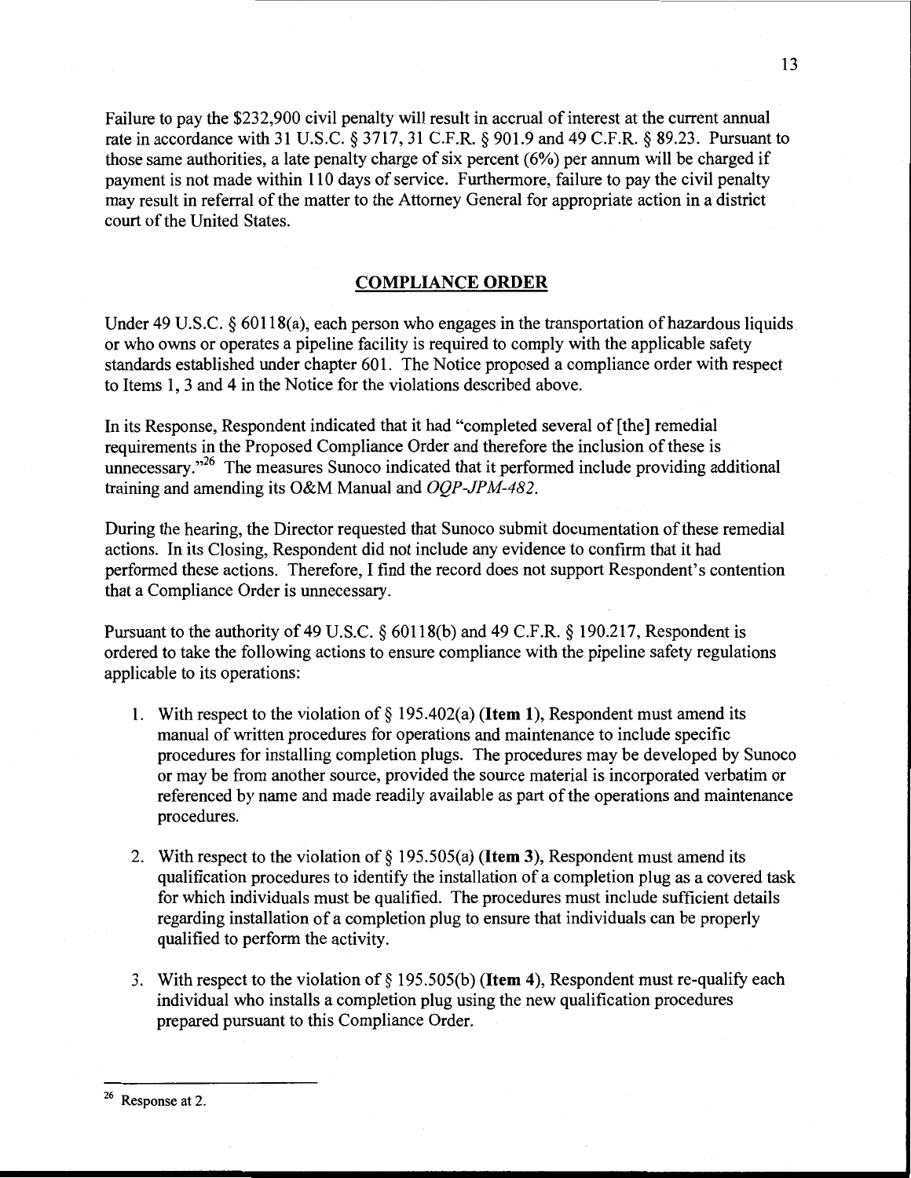Failure to pay the $232,900 civil penalty will result in accrual of interest at the current annual rate in accordance with 31 U.S.C. § 3717, 31 C.F.R. § 901.9 and 49 C.F.R. § 89.23. Pursuant to those same authorities, a late penalty charge of six percent (6%) per annum will be charged if payment is not made within 110 days of service. Furthermore, failure to pay the civil penalty may result in referral of the matter to the Attorney General for appropriate action in a district court of the United States.

## COMPLIANCE ORDER

Under 49 U.S.C. § 60118(a), each person who engages in the transportation of hazardous liquids or who owns or operates a pipeline facility is required to comply with the applicable safety standards established under chapter 601. The Notice proposed a compliance order with respect to Items 1, 3 and 4 in the Notice for the violations described above.

In its Response, Respondent indicated that it had "completed several of [the] remedial requirements in the Proposed Compliance Order and therefore the inclusion of these is unnecessary."[26] The measures Sunoco indicated that it performed include providing additional training and amending its O&M Manual and *OQP-JPM-482*.

During the hearing, the Director requested that Sunoco submit documentation of these remedial actions. In its Closing, Respondent did not include any evidence to confirm that it had performed these actions. Therefore, I find the record does not support Respondent's contention that a Compliance Order is unnecessary.

Pursuant to the authority of 49 U.S.C. § 60118(b) and 49 C.F.R. § 190.217, Respondent is ordered to take the following actions to ensure compliance with the pipeline safety regulations applicable to its operations:

1. With respect to the violation of § 195.402(a) (**Item 1**), Respondent must amend its manual of written procedures for operations and maintenance to include specific procedures for installing completion plugs. The procedures may be developed by Sunoco or may be from another source, provided the source material is incorporated verbatim or referenced by name and made readily available as part of the operations and maintenance procedures.

2. With respect to the violation of § 195.505(a) (**Item 3**), Respondent must amend its qualification procedures to identify the installation of a completion plug as a covered task for which individuals must be qualified. The procedures must include sufficient details regarding installation of a completion plug to ensure that individuals can be properly qualified to perform the activity.

3. With respect to the violation of § 195.505(b) (**Item 4**), Respondent must re-qualify each individual who installs a completion plug using the new qualification procedures prepared pursuant to this Compliance Order.

---

[26] Response at 2.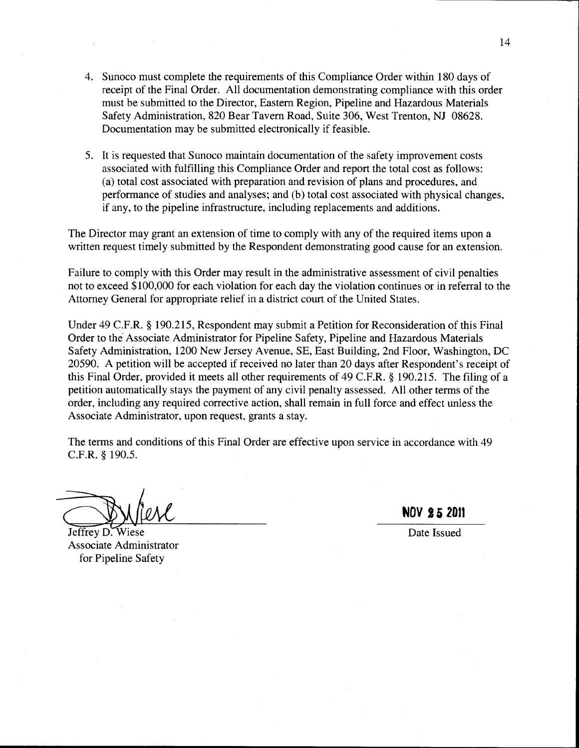4. Sunoco must complete the requirements of this Compliance Order within 180 days of receipt of the Final Order. All documentation demonstrating compliance with this order must be submitted to the Director, Eastern Region, Pipeline and Hazardous Materials Safety Administration, 820 Bear Tavern Road, Suite 306, West Trenton, NJ 08628. Documentation may be submitted electronically if feasible.

5. It is requested that Sunoco maintain documentation of the safety improvement costs associated with fulfilling this Compliance Order and report the total cost as follows: (a) total cost associated with preparation and revision of plans and procedures, and performance of studies and analyses; and (b) total cost associated with physical changes, if any, to the pipeline infrastructure, including replacements and additions.

The Director may grant an extension of time to comply with any of the required items upon a written request timely submitted by the Respondent demonstrating good cause for an extension.

Failure to comply with this Order may result in the administrative assessment of civil penalties not to exceed $100,000 for each violation for each day the violation continues or in referral to the Attorney General for appropriate relief in a district court of the United States.

Under 49 C.F.R. § 190.215, Respondent may submit a Petition for Reconsideration of this Final Order to the Associate Administrator for Pipeline Safety, Pipeline and Hazardous Materials Safety Administration, 1200 New Jersey Avenue, SE, East Building, 2nd Floor, Washington, DC 20590. A petition will be accepted if received no later than 20 days after Respondent's receipt of this Final Order, provided it meets all other requirements of 49 C.F.R. § 190.215. The filing of a petition automatically stays the payment of any civil penalty assessed. All other terms of the order, including any required corrective action, shall remain in full force and effect unless the Associate Administrator, upon request, grants a stay.

The terms and conditions of this Final Order are effective upon service in accordance with 49 C.F.R. § 190.5.

Jeffrey D. Wiese
Associate Administrator
for Pipeline Safety

NOV 25 2011

Date Issued